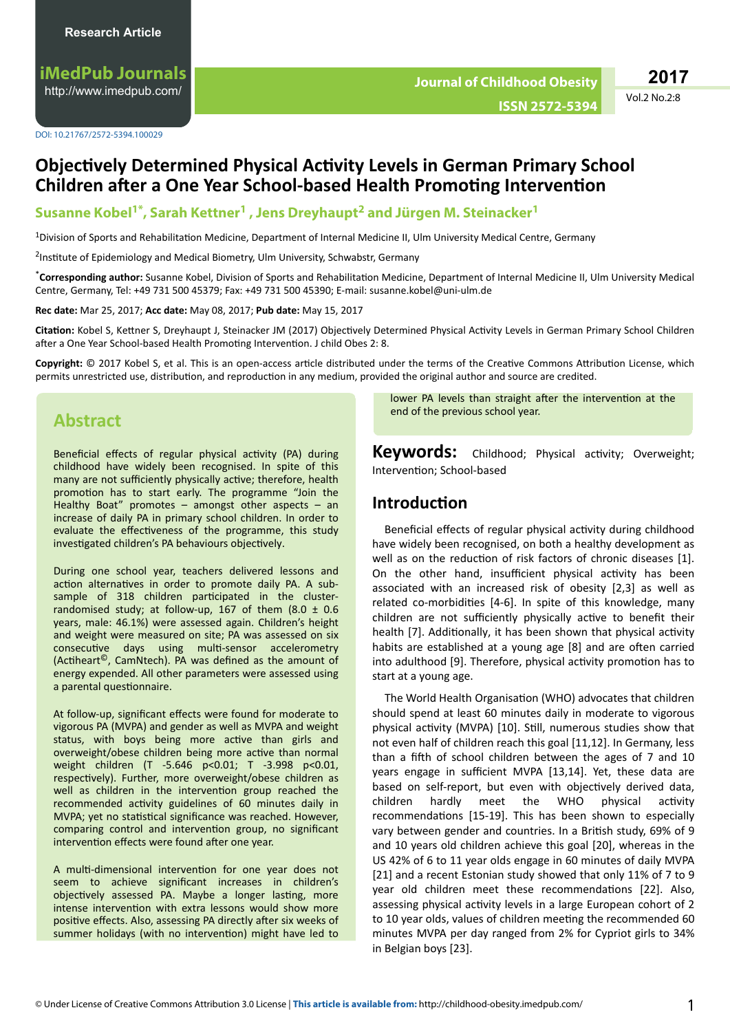Research Article

DOI: 10.21767/2572-5394.100029

# Objectively Determined Physical Activity Levels in German Primary School Children after a One Year School-based Health Promoting Intervention

**Susanne Kobel[1*], Sarah Kettner[1], Jens Dreyhaupt[2] and Jürgen M. Steinacker[1]**

[1]Division of Sports and Rehabilitation Medicine, Department of Internal Medicine II, Ulm University Medical Centre, Germany

[2]Institute of Epidemiology and Medical Biometry, Ulm University, Schwabstr, Germany

[*]**Corresponding author:** Susanne Kobel, Division of Sports and Rehabilitation Medicine, Department of Internal Medicine II, Ulm University Medical Centre, Germany, Tel: +49 731 500 45379; Fax: +49 731 500 45390; E-mail: susanne.kobel@uni-ulm.de

**Rec date:** Mar 25, 2017; **Acc date:** May 08, 2017; **Pub date:** May 15, 2017

**Citation:** Kobel S, Kettner S, Dreyhaupt J, Steinacker JM (2017) Objectively Determined Physical Activity Levels in German Primary School Children after a One Year School-based Health Promoting Intervention. J child Obes 2: 8.

**Copyright:** © 2017 Kobel S, et al. This is an open-access article distributed under the terms of the Creative Commons Attribution License, which permits unrestricted use, distribution, and reproduction in any medium, provided the original author and source are credited.

## Abstract

Beneficial effects of regular physical activity (PA) during childhood have widely been recognised. In spite of this many are not sufficiently physically active; therefore, health promotion has to start early. The programme "Join the Healthy Boat" promotes – amongst other aspects – an increase of daily PA in primary school children. In order to evaluate the effectiveness of the programme, this study investigated children's PA behaviours objectively.

During one school year, teachers delivered lessons and action alternatives in order to promote daily PA. A sub-sample of 318 children participated in the cluster-randomised study; at follow-up, 167 of them (8.0 ± 0.6 years, male: 46.1%) were assessed again. Children's height and weight were measured on site; PA was assessed on six consecutive days using multi-sensor accelerometry (Actiheart©, CamNtech). PA was defined as the amount of energy expended. All other parameters were assessed using a parental questionnaire.

At follow-up, significant effects were found for moderate to vigorous PA (MVPA) and gender as well as MVPA and weight status, with boys being more active than girls and overweight/obese children being more active than normal weight children (T -5.646 $p<0.01$; T -3.998 $p<0.01$, respectively). Further, more overweight/obese children as well as children in the intervention group reached the recommended activity guidelines of 60 minutes daily in MVPA; yet no statistical significance was reached. However, comparing control and intervention group, no significant intervention effects were found after one year.

A multi-dimensional intervention for one year does not seem to achieve significant increases in children's objectively assessed PA. Maybe a longer lasting, more intense intervention with extra lessons would show more positive effects. Also, assessing PA directly after six weeks of summer holidays (with no intervention) might have led to lower PA levels than straight after the intervention at the end of the previous school year.

**Keywords:** Childhood; Physical activity; Overweight; Intervention; School-based

## Introduction

Beneficial effects of regular physical activity during childhood have widely been recognised, on both a healthy development as well as on the reduction of risk factors of chronic diseases [1]. On the other hand, insufficient physical activity has been associated with an increased risk of obesity [2,3] as well as related co-morbidities [4-6]. In spite of this knowledge, many children are not sufficiently physically active to benefit their health [7]. Additionally, it has been shown that physical activity habits are established at a young age [8] and are often carried into adulthood [9]. Therefore, physical activity promotion has to start at a young age.

The World Health Organisation (WHO) advocates that children should spend at least 60 minutes daily in moderate to vigorous physical activity (MVPA) [10]. Still, numerous studies show that not even half of children reach this goal [11,12]. In Germany, less than a fifth of school children between the ages of 7 and 10 years engage in sufficient MVPA [13,14]. Yet, these data are based on self-report, but even with objectively derived data, children hardly meet the WHO physical activity recommendations [15-19]. This has been shown to especially vary between gender and countries. In a British study, 69% of 9 and 10 years old children achieve this goal [20], whereas in the US 42% of 6 to 11 year olds engage in 60 minutes of daily MVPA [21] and a recent Estonian study showed that only 11% of 7 to 9 year old children meet these recommendations [22]. Also, assessing physical activity levels in a large European cohort of 2 to 10 year olds, values of children meeting the recommended 60 minutes MVPA per day ranged from 2% for Cypriot girls to 34% in Belgian boys [23].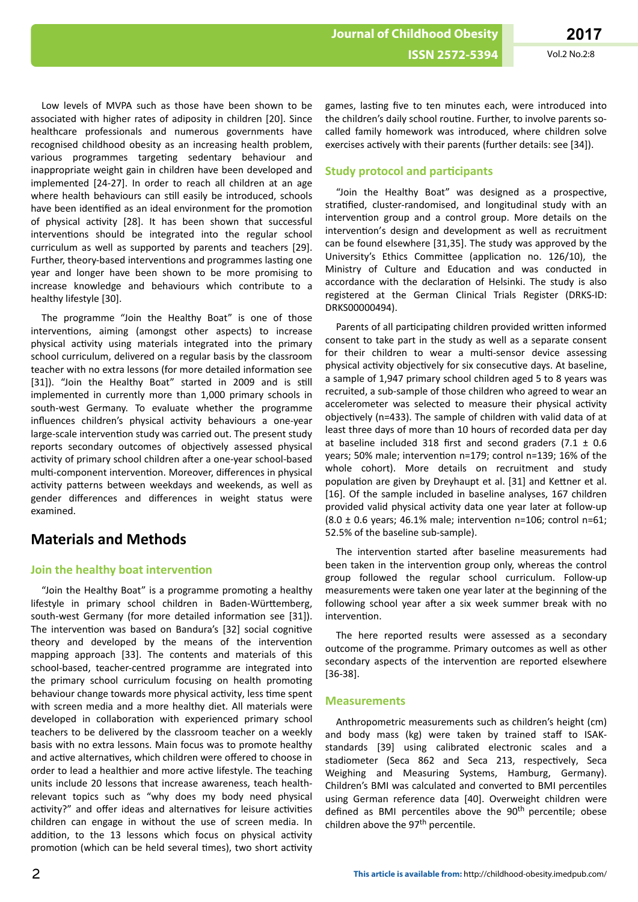Low levels of MVPA such as those have been shown to be associated with higher rates of adiposity in children [20]. Since healthcare professionals and numerous governments have recognised childhood obesity as an increasing health problem, various programmes targeting sedentary behaviour and inappropriate weight gain in children have been developed and implemented [24-27]. In order to reach all children at an age where health behaviours can still easily be introduced, schools have been identified as an ideal environment for the promotion of physical activity [28]. It has been shown that successful interventions should be integrated into the regular school curriculum as well as supported by parents and teachers [29]. Further, theory-based interventions and programmes lasting one year and longer have been shown to be more promising to increase knowledge and behaviours which contribute to a healthy lifestyle [30].

The programme "Join the Healthy Boat" is one of those interventions, aiming (amongst other aspects) to increase physical activity using materials integrated into the primary school curriculum, delivered on a regular basis by the classroom teacher with no extra lessons (for more detailed information see [31]). "Join the Healthy Boat" started in 2009 and is still implemented in currently more than 1,000 primary schools in south-west Germany. To evaluate whether the programme influences children's physical activity behaviours a one-year large-scale intervention study was carried out. The present study reports secondary outcomes of objectively assessed physical activity of primary school children after a one-year school-based multi-component intervention. Moreover, differences in physical activity patterns between weekdays and weekends, as well as gender differences and differences in weight status were examined.

## Materials and Methods

### Join the healthy boat intervention

"Join the Healthy Boat" is a programme promoting a healthy lifestyle in primary school children in Baden-Württemberg, south-west Germany (for more detailed information see [31]). The intervention was based on Bandura's [32] social cognitive theory and developed by the means of the intervention mapping approach [33]. The contents and materials of this school-based, teacher-centred programme are integrated into the primary school curriculum focusing on health promoting behaviour change towards more physical activity, less time spent with screen media and a more healthy diet. All materials were developed in collaboration with experienced primary school teachers to be delivered by the classroom teacher on a weekly basis with no extra lessons. Main focus was to promote healthy and active alternatives, which children were offered to choose in order to lead a healthier and more active lifestyle. The teaching units include 20 lessons that increase awareness, teach health-relevant topics such as "why does my body need physical activity?" and offer ideas and alternatives for leisure activities children can engage in without the use of screen media. In addition, to the 13 lessons which focus on physical activity promotion (which can be held several times), two short activity games, lasting five to ten minutes each, were introduced into the children's daily school routine. Further, to involve parents so-called family homework was introduced, where children solve exercises actively with their parents (further details: see [34]).

### Study protocol and participants

"Join the Healthy Boat" was designed as a prospective, stratified, cluster-randomised, and longitudinal study with an intervention group and a control group. More details on the intervention's design and development as well as recruitment can be found elsewhere [31,35]. The study was approved by the University's Ethics Committee (application no. 126/10), the Ministry of Culture and Education and was conducted in accordance with the declaration of Helsinki. The study is also registered at the German Clinical Trials Register (DRKS-ID: DRKS00000494).

Parents of all participating children provided written informed consent to take part in the study as well as a separate consent for their children to wear a multi-sensor device assessing physical activity objectively for six consecutive days. At baseline, a sample of 1,947 primary school children aged 5 to 8 years was recruited, a sub-sample of those children who agreed to wear an accelerometer was selected to measure their physical activity objectively (n=433). The sample of children with valid data of at least three days of more than 10 hours of recorded data per day at baseline included 318 first and second graders (7.1 ± 0.6 years; 50% male; intervention n=179; control n=139; 16% of the whole cohort). More details on recruitment and study population are given by Dreyhaupt et al. [31] and Kettner et al. [16]. Of the sample included in baseline analyses, 167 children provided valid physical activity data one year later at follow-up (8.0 ± 0.6 years; 46.1% male; intervention n=106; control n=61; 52.5% of the baseline sub-sample).

The intervention started after baseline measurements had been taken in the intervention group only, whereas the control group followed the regular school curriculum. Follow-up measurements were taken one year later at the beginning of the following school year after a six week summer break with no intervention.

The here reported results were assessed as a secondary outcome of the programme. Primary outcomes as well as other secondary aspects of the intervention are reported elsewhere [36-38].

### Measurements

Anthropometric measurements such as children's height (cm) and body mass (kg) were taken by trained staff to ISAK-standards [39] using calibrated electronic scales and a stadiometer (Seca 862 and Seca 213, respectively, Seca Weighing and Measuring Systems, Hamburg, Germany). Children's BMI was calculated and converted to BMI percentiles using German reference data [40]. Overweight children were defined as BMI percentiles above the 90th percentile; obese children above the 97th percentile.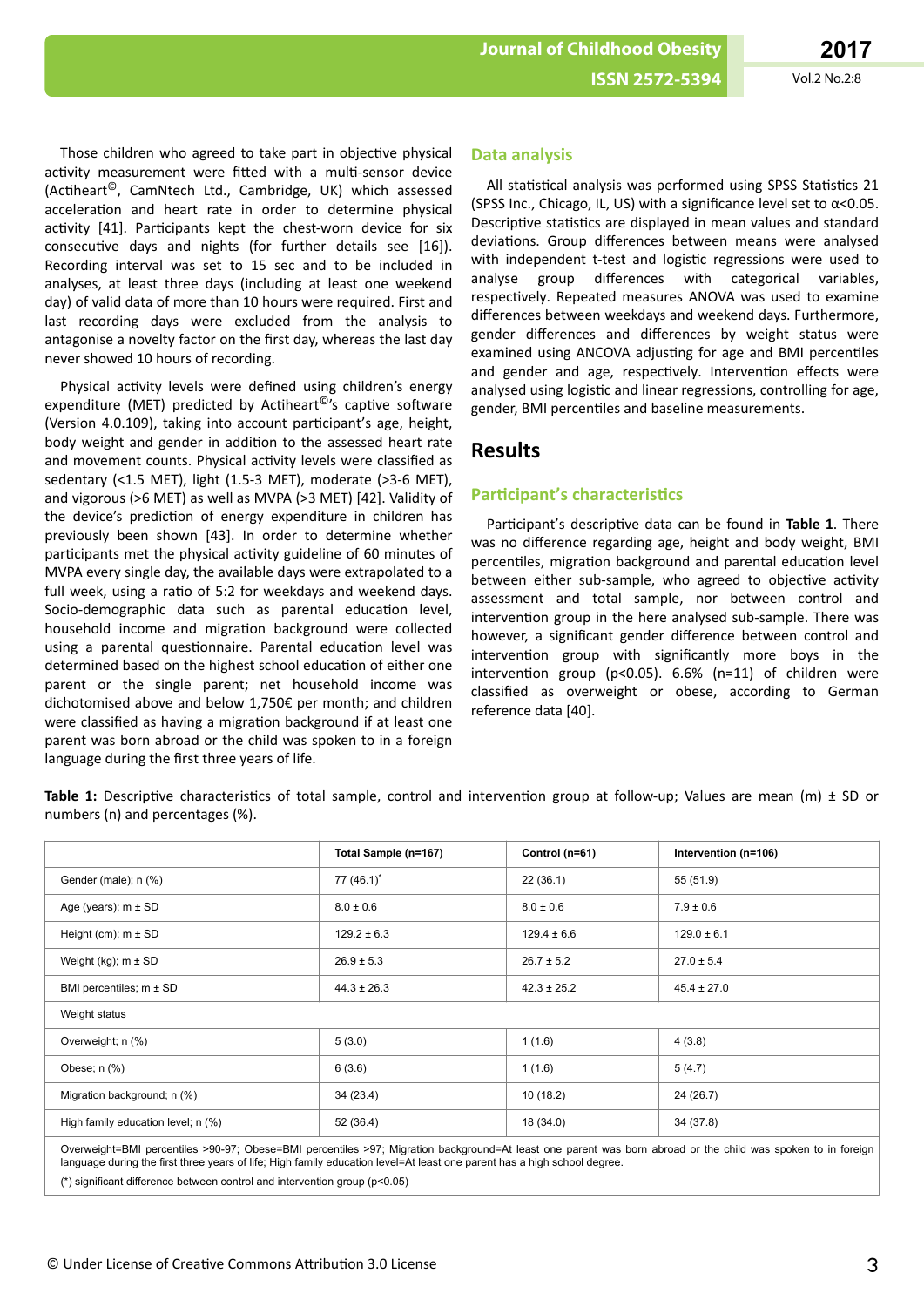Those children who agreed to take part in objective physical activity measurement were fitted with a multi-sensor device (Actiheart©, CamNtech Ltd., Cambridge, UK) which assessed acceleration and heart rate in order to determine physical activity [41]. Participants kept the chest-worn device for six consecutive days and nights (for further details see [16]). Recording interval was set to 15 sec and to be included in analyses, at least three days (including at least one weekend day) of valid data of more than 10 hours were required. First and last recording days were excluded from the analysis to antagonise a novelty factor on the first day, whereas the last day never showed 10 hours of recording.

Physical activity levels were defined using children's energy expenditure (MET) predicted by Actiheart©'s captive software (Version 4.0.109), taking into account participant's age, height, body weight and gender in addition to the assessed heart rate and movement counts. Physical activity levels were classified as sedentary (<1.5 MET), light (1.5-3 MET), moderate (>3-6 MET), and vigorous (>6 MET) as well as MVPA (>3 MET) [42]. Validity of the device's prediction of energy expenditure in children has previously been shown [43]. In order to determine whether participants met the physical activity guideline of 60 minutes of MVPA every single day, the available days were extrapolated to a full week, using a ratio of 5:2 for weekdays and weekend days. Socio-demographic data such as parental education level, household income and migration background were collected using a parental questionnaire. Parental education level was determined based on the highest school education of either one parent or the single parent; net household income was dichotomised above and below 1,750€ per month; and children were classified as having a migration background if at least one parent was born abroad or the child was spoken to in a foreign language during the first three years of life.

## Data analysis

All statistical analysis was performed using SPSS Statistics 21 (SPSS Inc., Chicago, IL, US) with a significance level set to $\alpha<0.05$. Descriptive statistics are displayed in mean values and standard deviations. Group differences between means were analysed with independent t-test and logistic regressions were used to analyse group differences with categorical variables, respectively. Repeated measures ANOVA was used to examine differences between weekdays and weekend days. Furthermore, gender differences and differences by weight status were examined using ANCOVA adjusting for age and BMI percentiles and gender and age, respectively. Intervention effects were analysed using logistic and linear regressions, controlling for age, gender, BMI percentiles and baseline measurements.

# Results

## Participant's characteristics

Participant's descriptive data can be found in **Table 1**. There was no difference regarding age, height and body weight, BMI percentiles, migration background and parental education level between either sub-sample, who agreed to objective activity assessment and total sample, nor between control and intervention group in the here analysed sub-sample. There was however, a significant gender difference between control and intervention group with significantly more boys in the intervention group ($p<0.05$). 6.6% (n=11) of children were classified as overweight or obese, according to German reference data [40].

**Table 1:** Descriptive characteristics of total sample, control and intervention group at follow-up; Values are mean (m) ± SD or numbers (n) and percentages (%).

| | Total Sample (n=167) | Control (n=61) | Intervention (n=106) |
|---|---|---|---|
| Gender (male); n (%) | 77 (46.1)* | 22 (36.1) | 55 (51.9) |
| Age (years); m ± SD | 8.0 ± 0.6 | 8.0 ± 0.6 | 7.9 ± 0.6 |
| Height (cm); m ± SD | 129.2 ± 6.3 | 129.4 ± 6.6 | 129.0 ± 6.1 |
| Weight (kg); m ± SD | 26.9 ± 5.3 | 26.7 ± 5.2 | 27.0 ± 5.4 |
| BMI percentiles; m ± SD | 44.3 ± 26.3 | 42.3 ± 25.2 | 45.4 ± 27.0 |
| Weight status | | | |
| Overweight; n (%) | 5 (3.0) | 1 (1.6) | 4 (3.8) |
| Obese; n (%) | 6 (3.6) | 1 (1.6) | 5 (4.7) |
| Migration background; n (%) | 34 (23.4) | 10 (18.2) | 24 (26.7) |
| High family education level; n (%) | 52 (36.4) | 18 (34.0) | 34 (37.8) |

Overweight=BMI percentiles >90-97; Obese=BMI percentiles >97; Migration background=At least one parent was born abroad or the child was spoken to in foreign language during the first three years of life; High family education level=At least one parent has a high school degree.

(*) significant difference between control and intervention group ($p<0.05$)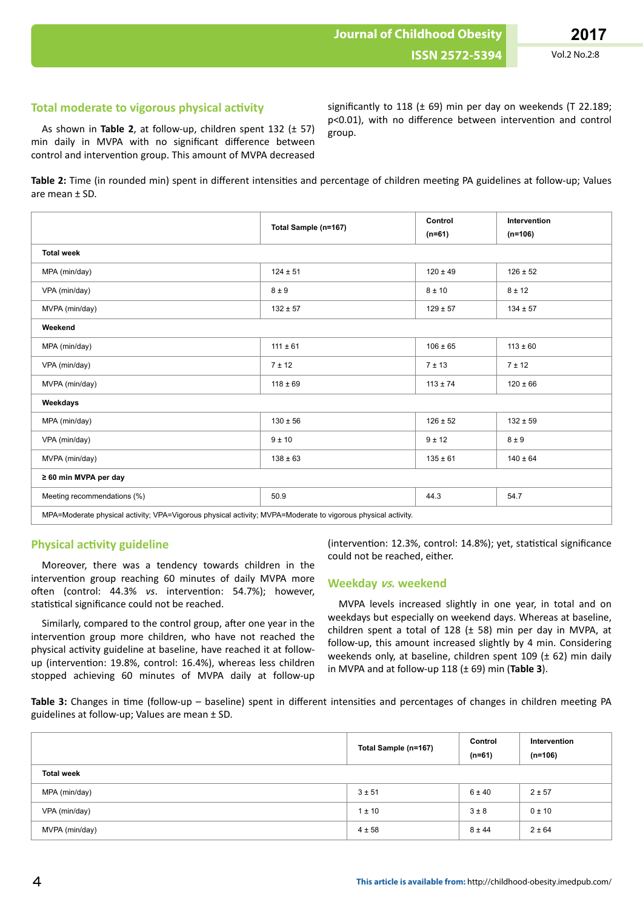## Total moderate to vigorous physical activity

As shown in **Table 2**, at follow-up, children spent 132 (± 57) min daily in MVPA with no significant difference between control and intervention group. This amount of MVPA decreased significantly to 118 (± 69) min per day on weekends (T 22.189; p<0.01), with no difference between intervention and control group.

**Table 2:** Time (in rounded min) spent in different intensities and percentage of children meeting PA guidelines at follow-up; Values are mean ± SD.

| | Total Sample (n=167) | Control (n=61) | Intervention (n=106) |
|---|---|---|---|
| **Total week** | | | |
| MPA (min/day) | 124 ± 51 | 120 ± 49 | 126 ± 52 |
| VPA (min/day) | 8 ± 9 | 8 ± 10 | 8 ± 12 |
| MVPA (min/day) | 132 ± 57 | 129 ± 57 | 134 ± 57 |
| **Weekend** | | | |
| MPA (min/day) | 111 ± 61 | 106 ± 65 | 113 ± 60 |
| VPA (min/day) | 7 ± 12 | 7 ± 13 | 7 ± 12 |
| MVPA (min/day) | 118 ± 69 | 113 ± 74 | 120 ± 66 |
| **Weekdays** | | | |
| MPA (min/day) | 130 ± 56 | 126 ± 52 | 132 ± 59 |
| VPA (min/day) | 9 ± 10 | 9 ± 12 | 8 ± 9 |
| MVPA (min/day) | 138 ± 63 | 135 ± 61 | 140 ± 64 |
| **≥ 60 min MVPA per day** | | | |
| Meeting recommendations (%) | 50.9 | 44.3 | 54.7 |

MPA=Moderate physical activity; VPA=Vigorous physical activity; MVPA=Moderate to vigorous physical activity.

## Physical activity guideline

Moreover, there was a tendency towards children in the intervention group reaching 60 minutes of daily MVPA more often (control: 44.3% *vs*. intervention: 54.7%); however, statistical significance could not be reached.

Similarly, compared to the control group, after one year in the intervention group more children, who have not reached the physical activity guideline at baseline, have reached it at follow-up (intervention: 19.8%, control: 16.4%), whereas less children stopped achieving 60 minutes of MVPA daily at follow-up (intervention: 12.3%, control: 14.8%); yet, statistical significance could not be reached, either.

## Weekday *vs.* weekend

MVPA levels increased slightly in one year, in total and on weekdays but especially on weekend days. Whereas at baseline, children spent a total of 128 (± 58) min per day in MVPA, at follow-up, this amount increased slightly by 4 min. Considering weekends only, at baseline, children spent 109 (± 62) min daily in MVPA and at follow-up 118 (± 69) min (**Table 3**).

**Table 3:** Changes in time (follow-up – baseline) spent in different intensities and percentages of changes in children meeting PA guidelines at follow-up; Values are mean ± SD.

| | Total Sample (n=167) | Control (n=61) | Intervention (n=106) |
|---|---|---|---|
| **Total week** | | | |
| MPA (min/day) | 3 ± 51 | 6 ± 40 | 2 ± 57 |
| VPA (min/day) | 1 ± 10 | 3 ± 8 | 0 ± 10 |
| MVPA (min/day) | 4 ± 58 | 8 ± 44 | 2 ± 64 |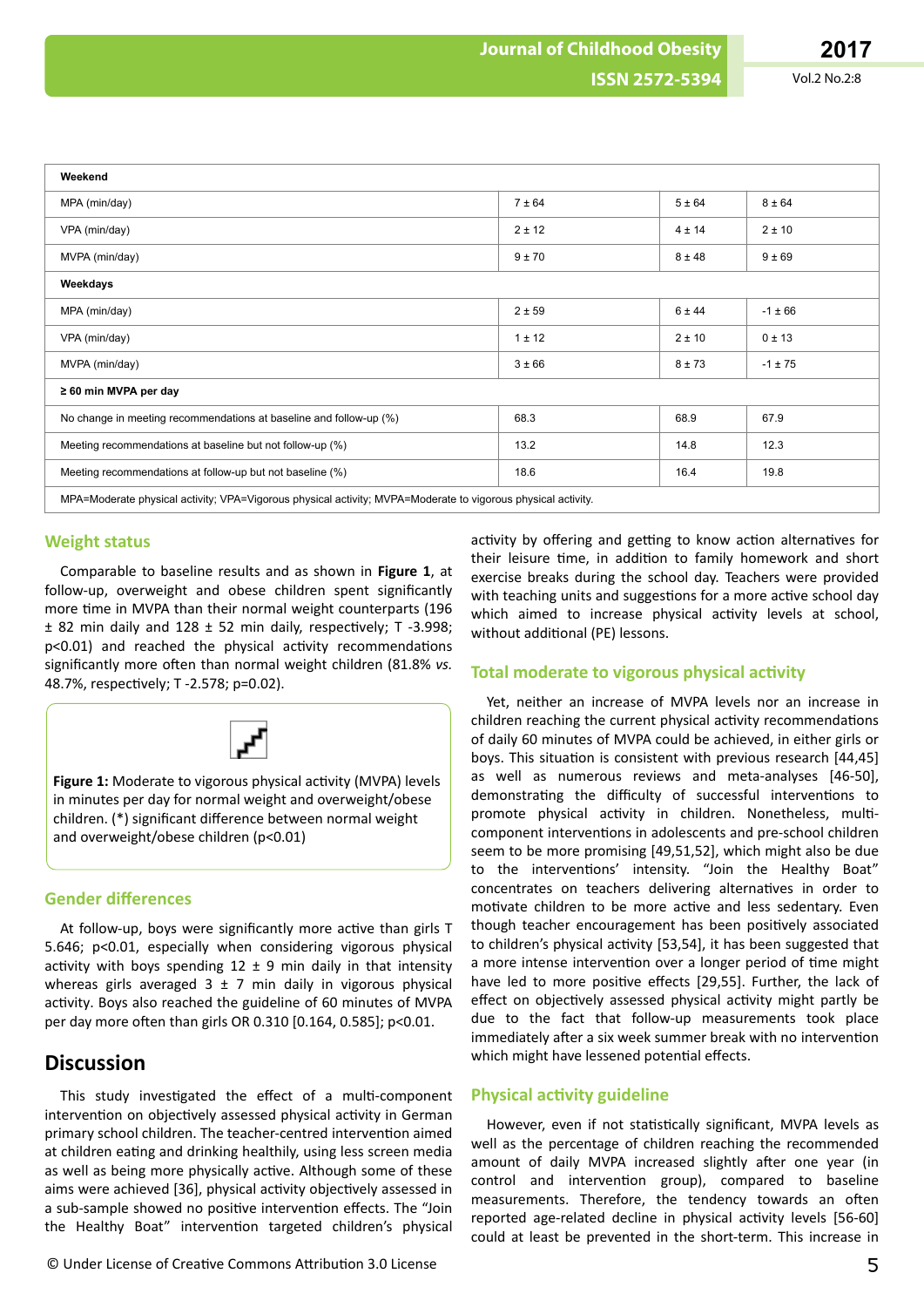| Weekend | | | |
|---|---|---|---|
| MPA (min/day) | 7 ± 64 | 5 ± 64 | 8 ± 64 |
| VPA (min/day) | 2 ± 12 | 4 ± 14 | 2 ± 10 |
| MVPA (min/day) | 9 ± 70 | 8 ± 48 | 9 ± 69 |
| **Weekdays** | | | |
| MPA (min/day) | 2 ± 59 | 6 ± 44 | -1 ± 66 |
| VPA (min/day) | 1 ± 12 | 2 ± 10 | 0 ± 13 |
| MVPA (min/day) | 3 ± 66 | 8 ± 73 | -1 ± 75 |
| **≥ 60 min MVPA per day** | | | |
| No change in meeting recommendations at baseline and follow-up (%) | 68.3 | 68.9 | 67.9 |
| Meeting recommendations at baseline but not follow-up (%) | 13.2 | 14.8 | 12.3 |
| Meeting recommendations at follow-up but not baseline (%) | 18.6 | 16.4 | 19.8 |

MPA=Moderate physical activity; VPA=Vigorous physical activity; MVPA=Moderate to vigorous physical activity.

## Weight status

Comparable to baseline results and as shown in **Figure 1**, at follow-up, overweight and obese children spent significantly more time in MVPA than their normal weight counterparts (196 ± 82 min daily and 128 ± 52 min daily, respectively; T -3.998; p<0.01) and reached the physical activity recommendations significantly more often than normal weight children (81.8% *vs.* 48.7%, respectively; T -2.578; p=0.02).

**Figure 1:** Moderate to vigorous physical activity (MVPA) levels in minutes per day for normal weight and overweight/obese children. (*) significant difference between normal weight and overweight/obese children (p<0.01)

## Gender differences

At follow-up, boys were significantly more active than girls T 5.646; p<0.01, especially when considering vigorous physical activity with boys spending 12 ± 9 min daily in that intensity whereas girls averaged 3 ± 7 min daily in vigorous physical activity. Boys also reached the guideline of 60 minutes of MVPA per day more often than girls OR 0.310 [0.164, 0.585]; p<0.01.

# Discussion

This study investigated the effect of a multi-component intervention on objectively assessed physical activity in German primary school children. The teacher-centred intervention aimed at children eating and drinking healthily, using less screen media as well as being more physically active. Although some of these aims were achieved [36], physical activity objectively assessed in a sub-sample showed no positive intervention effects. The "Join the Healthy Boat" intervention targeted children's physical activity by offering and getting to know action alternatives for their leisure time, in addition to family homework and short exercise breaks during the school day. Teachers were provided with teaching units and suggestions for a more active school day which aimed to increase physical activity levels at school, without additional (PE) lessons.

## Total moderate to vigorous physical activity

Yet, neither an increase of MVPA levels nor an increase in children reaching the current physical activity recommendations of daily 60 minutes of MVPA could be achieved, in either girls or boys. This situation is consistent with previous research [44,45] as well as numerous reviews and meta-analyses [46-50], demonstrating the difficulty of successful interventions to promote physical activity in children. Nonetheless, multi-component interventions in adolescents and pre-school children seem to be more promising [49,51,52], which might also be due to the interventions' intensity. "Join the Healthy Boat" concentrates on teachers delivering alternatives in order to motivate children to be more active and less sedentary. Even though teacher encouragement has been positively associated to children's physical activity [53,54], it has been suggested that a more intense intervention over a longer period of time might have led to more positive effects [29,55]. Further, the lack of effect on objectively assessed physical activity might partly be due to the fact that follow-up measurements took place immediately after a six week summer break with no intervention which might have lessened potential effects.

## Physical activity guideline

However, even if not statistically significant, MVPA levels as well as the percentage of children reaching the recommended amount of daily MVPA increased slightly after one year (in control and intervention group), compared to baseline measurements. Therefore, the trend towards an often reported age-related decline in physical activity levels [56-60] could at least be prevented in the short-term. This increase in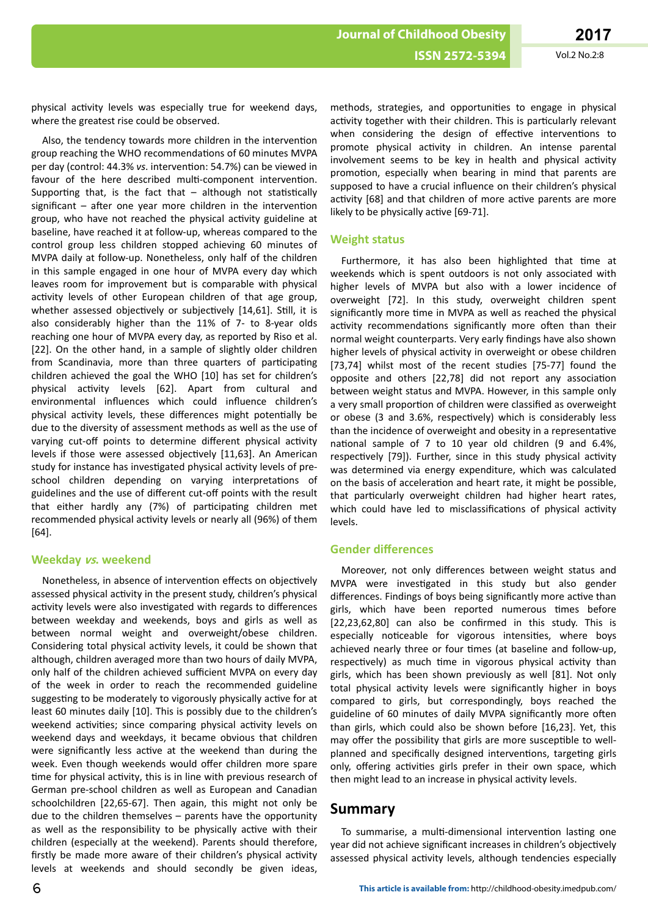physical activity levels was especially true for weekend days, where the greatest rise could be observed.

Also, the tendency towards more children in the intervention group reaching the WHO recommendations of 60 minutes MVPA per day (control: 44.3% *vs*. intervention: 54.7%) can be viewed in favour of the here described multi-component intervention. Supporting that, is the fact that – although not statistically significant – after one year more children in the intervention group, who have not reached the physical activity guideline at baseline, have reached it at follow-up, whereas compared to the control group less children stopped achieving 60 minutes of MVPA daily at follow-up. Nonetheless, only half of the children in this sample engaged in one hour of MVPA every day which leaves room for improvement but is comparable with physical activity levels of other European children of that age group, whether assessed objectively or subjectively [14,61]. Still, it is also considerably higher than the 11% of 7- to 8-year olds reaching one hour of MVPA every day, as reported by Riso et al. [22]. On the other hand, in a sample of slightly older children from Scandinavia, more than three quarters of participating children achieved the goal the WHO [10] has set for children's physical activity levels [62]. Apart from cultural and environmental influences which could influence children's physical activity levels, these differences might potentially be due to the diversity of assessment methods as well as the use of varying cut-off points to determine different physical activity levels if those were assessed objectively [11,63]. An American study for instance has investigated physical activity levels of pre-school children depending on varying interpretations of guidelines and the use of different cut-off points with the result that either hardly any (7%) of participating children met recommended physical activity levels or nearly all (96%) of them [64].

### Weekday *vs.* weekend

Nonetheless, in absence of intervention effects on objectively assessed physical activity in the present study, children's physical activity levels were also investigated with regards to differences between weekday and weekends, boys and girls as well as between normal weight and overweight/obese children. Considering total physical activity levels, it could be shown that although, children averaged more than two hours of daily MVPA, only half of the children achieved sufficient MVPA on every day of the week in order to reach the recommended guideline suggesting to be moderately to vigorously physically active for at least 60 minutes daily [10]. This is possibly due to the children's weekend activities; since comparing physical activity levels on weekend days and weekdays, it became obvious that children were significantly less active at the weekend than during the week. Even though weekends would offer children more spare time for physical activity, this is in line with previous research of German pre-school children as well as European and Canadian schoolchildren [22,65-67]. Then again, this might not only be due to the children themselves – parents have the opportunity as well as the responsibility to be physically active with their children (especially at the weekend). Parents should therefore, firstly be made more aware of their children's physical activity levels at weekends and should secondly be given ideas, methods, strategies, and opportunities to engage in physical activity together with their children. This is particularly relevant when considering the design of effective interventions to promote physical activity in children. An intense parental involvement seems to be key in health and physical activity promotion, especially when bearing in mind that parents are supposed to have a crucial influence on their children's physical activity [68] and that children of more active parents are more likely to be physically active [69-71].

### Weight status

Furthermore, it has also been highlighted that time at weekends which is spent outdoors is not only associated with higher levels of MVPA but also with a lower incidence of overweight [72]. In this study, overweight children spent significantly more time in MVPA as well as reached the physical activity recommendations significantly more often than their normal weight counterparts. Very early findings have also shown higher levels of physical activity in overweight or obese children [73,74] whilst most of the recent studies [75-77] found the opposite and others [22,78] did not report any association between weight status and MVPA. However, in this sample only a very small proportion of children were classified as overweight or obese (3 and 3.6%, respectively) which is considerably less than the incidence of overweight and obesity in a representative national sample of 7 to 10 year old children (9 and 6.4%, respectively [79]). Further, since in this study physical activity was determined via energy expenditure, which was calculated on the basis of acceleration and heart rate, it might be possible, that particularly overweight children had higher heart rates, which could have led to misclassifications of physical activity levels.

### Gender differences

Moreover, not only differences between weight status and MVPA were investigated in this study but also gender differences. Findings of boys being significantly more active than girls, which have been reported numerous times before [22,23,62,80] can also be confirmed in this study. This is especially noticeable for vigorous intensities, where boys achieved nearly three or four times (at baseline and follow-up, respectively) as much time in vigorous physical activity than girls, which has been shown previously as well [81]. Not only total physical activity levels were significantly higher in boys compared to girls, but correspondingly, boys reached the guideline of 60 minutes of daily MVPA significantly more often than girls, which could also be shown before [16,23]. Yet, this may offer the possibility that girls are more susceptible to well-planned and specifically designed interventions, targeting girls only, offering activities girls prefer in their own space, which then might lead to an increase in physical activity levels.

## Summary

To summarise, a multi-dimensional intervention lasting one year did not achieve significant increases in children's objectively assessed physical activity levels, although tendencies especially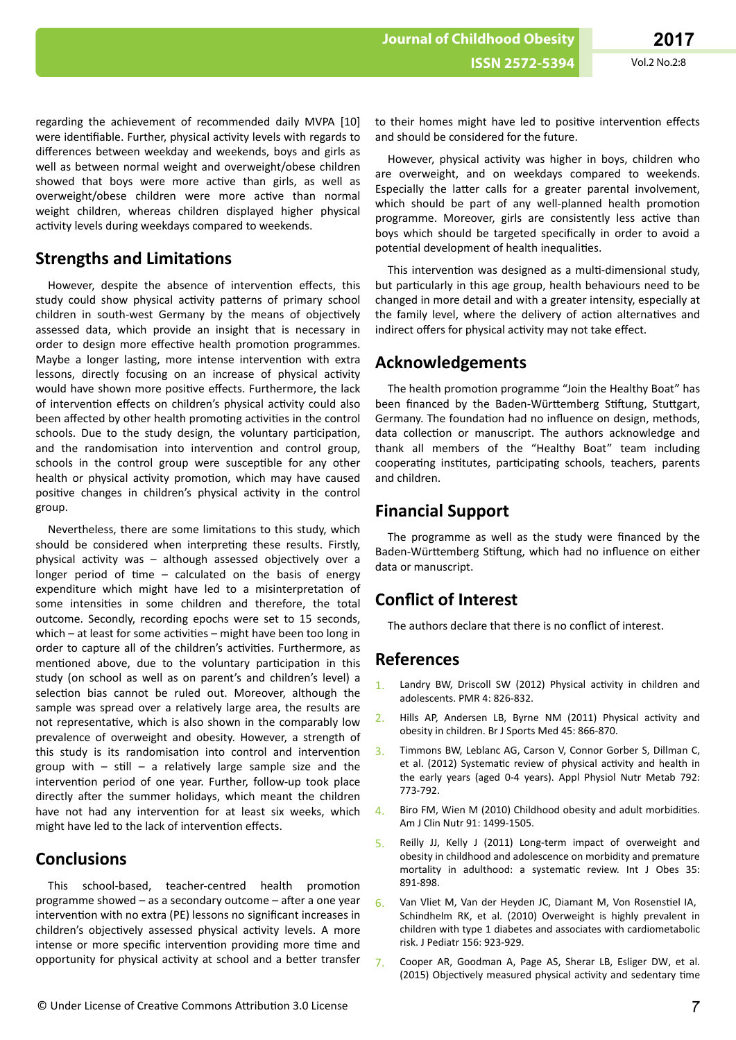regarding the achievement of recommended daily MVPA [10] were identifiable. Further, physical activity levels with regards to differences between weekday and weekends, boys and girls as well as between normal weight and overweight/obese children showed that boys were more active than girls, as well as overweight/obese children were more active than normal weight children, whereas children displayed higher physical activity levels during weekdays compared to weekends.

## Strengths and Limitations

However, despite the absence of intervention effects, this study could show physical activity patterns of primary school children in south-west Germany by the means of objectively assessed data, which provide an insight that is necessary in order to design more effective health promotion programmes. Maybe a longer lasting, more intense intervention with extra lessons, directly focusing on an increase of physical activity would have shown more positive effects. Furthermore, the lack of intervention effects on children's physical activity could also been affected by other health promoting activities in the control schools. Due to the study design, the voluntary participation, and the randomisation into intervention and control group, schools in the control group were susceptible for any other health or physical activity promotion, which may have caused positive changes in children's physical activity in the control group.

Nevertheless, there are some limitations to this study, which should be considered when interpreting these results. Firstly, physical activity was – although assessed objectively over a longer period of time – calculated on the basis of energy expenditure which might have led to a misinterpretation of some intensities in some children and therefore, the total outcome. Secondly, recording epochs were set to 15 seconds, which – at least for some activities – might have been too long in order to capture all of the children's activities. Furthermore, as mentioned above, due to the voluntary participation in this study (on school as well as on parent's and children's level) a selection bias cannot be ruled out. Moreover, although the sample was spread over a relatively large area, the results are not representative, which is also shown in the comparably low prevalence of overweight and obesity. However, a strength of this study is its randomisation into control and intervention group with – still – a relatively large sample size and the intervention period of one year. Further, follow-up took place directly after the summer holidays, which meant the children have not had any intervention for at least six weeks, which might have led to the lack of intervention effects.

## Conclusions

This school-based, teacher-centred health promotion programme showed – as a secondary outcome – after a one year intervention with no extra (PE) lessons no significant increases in children's objectively assessed physical activity levels. A more intense or more specific intervention providing more time and opportunity for physical activity at school and a better transfer to their homes might have led to positive intervention effects and should be considered for the future.

However, physical activity was higher in boys, children who are overweight, and on weekdays compared to weekends. Especially the latter calls for a greater parental involvement, which should be part of any well-planned health promotion programme. Moreover, girls are consistently less active than boys which should be targeted specifically in order to avoid a potential development of health inequalities.

This intervention was designed as a multi-dimensional study, but particularly in this age group, health behaviours need to be changed in more detail and with a greater intensity, especially at the family level, where the delivery of action alternatives and indirect offers for physical activity may not take effect.

## Acknowledgements

The health promotion programme "Join the Healthy Boat" has been financed by the Baden-Württemberg Stiftung, Stuttgart, Germany. The foundation had no influence on design, methods, data collection or manuscript. The authors acknowledge and thank all members of the "Healthy Boat" team including cooperating institutes, participating schools, teachers, parents and children.

## Financial Support

The programme as well as the study were financed by the Baden-Württemberg Stiftung, which had no influence on either data or manuscript.

## Conflict of Interest

The authors declare that there is no conflict of interest.

## References

1. Landry BW, Driscoll SW (2012) Physical activity in children and adolescents. PMR 4: 826-832.
2. Hills AP, Andersen LB, Byrne NM (2011) Physical activity and obesity in children. Br J Sports Med 45: 866-870.
3. Timmons BW, Leblanc AG, Carson V, Connor Gorber S, Dillman C, et al. (2012) Systematic review of physical activity and health in the early years (aged 0-4 years). Appl Physiol Nutr Metab 792: 773-792.
4. Biro FM, Wien M (2010) Childhood obesity and adult morbidities. Am J Clin Nutr 91: 1499-1505.
5. Reilly JJ, Kelly J (2011) Long-term impact of overweight and obesity in childhood and adolescence on morbidity and premature mortality in adulthood: a systematic review. Int J Obes 35: 891-898.
6. Van Vliet M, Van der Heyden JC, Diamant M, Von Rosenstiel IA, Schindhelm RK, et al. (2010) Overweight is highly prevalent in children with type 1 diabetes and associates with cardiometabolic risk. J Pediatr 156: 923-929.
7. Cooper AR, Goodman A, Page AS, Sherar LB, Esliger DW, et al. (2015) Objectively measured physical activity and sedentary time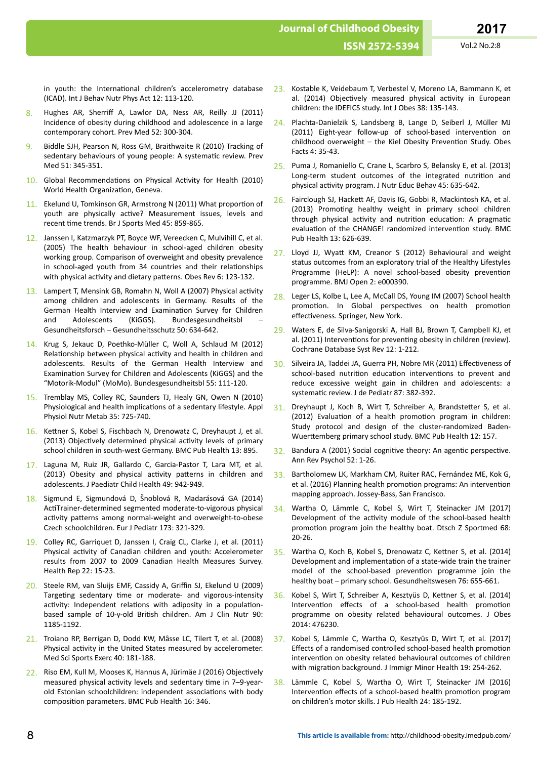in youth: the International children's accelerometry database (ICAD). Int J Behav Nutr Phys Act 12: 113-120.

8. Hughes AR, Sherriff A, Lawlor DA, Ness AR, Reilly JJ (2011) Incidence of obesity during childhood and adolescence in a large contemporary cohort. Prev Med 52: 300-304.

9. Biddle SJH, Pearson N, Ross GM, Braithwaite R (2010) Tracking of sedentary behaviours of young people: A systematic review. Prev Med 51: 345-351.

10. Global Recommendations on Physical Activity for Health (2010) World Health Organization, Geneva.

11. Ekelund U, Tomkinson GR, Armstrong N (2011) What proportion of youth are physically active? Measurement issues, levels and recent time trends. Br J Sports Med 45: 859-865.

12. Janssen I, Katzmarzyk PT, Boyce WF, Vereecken C, Mulvihill C, et al. (2005) The health behaviour in school-aged children obesity working group. Comparison of overweight and obesity prevalence in school-aged youth from 34 countries and their relationships with physical activity and dietary patterns. Obes Rev 6: 123-132.

13. Lampert T, Mensink GB, Romahn N, Woll A (2007) Physical activity among children and adolescents in Germany. Results of the German Health Interview and Examination Survey for Children and Adolescents (KiGGS). Bundesgesundheitsbl – Gesundheitsforsch – Gesundheitsschutz 50: 634-642.

14. Krug S, Jekauc D, Poethko-Müller C, Woll A, Schlaud M (2012) Relationship between physical activity and health in children and adolescents. Results of the German Health Interview and Examination Survey for Children and Adolescents (KiGGS) and the "Motorik-Modul" (MoMo). Bundesgesundheitsbl 55: 111-120.

15. Tremblay MS, Colley RC, Saunders TJ, Healy GN, Owen N (2010) Physiological and health implications of a sedentary lifestyle. Appl Physiol Nutr Metab 35: 725-740.

16. Kettner S, Kobel S, Fischbach N, Drenowatz C, Dreyhaupt J, et al. (2013) Objectively determined physical activity levels of primary school children in south-west Germany. BMC Pub Health 13: 895.

17. Laguna M, Ruiz JR, Gallardo C, Garcia-Pastor T, Lara MT, et al. (2013) Obesity and physical activity patterns in children and adolescents. J Paediatr Child Health 49: 942-949.

18. Sigmund E, Sigmundová D, Šnoblová R, Madarásová GA (2014) ActiTrainer-determined segmented moderate-to-vigorous physical activity patterns among normal-weight and overweight-to-obese Czech schoolchildren. Eur J Pediatr 173: 321-329.

19. Colley RC, Garriquet D, Janssen I, Craig CL, Clarke J, et al. (2011) Physical activity of Canadian children and youth: Accelerometer results from 2007 to 2009 Canadian Health Measures Survey. Health Rep 22: 15-23.

20. Steele RM, van Sluijs EMF, Cassidy A, Griffin SJ, Ekelund U (2009) Targeting sedentary time or moderate- and vigorous-intensity activity: Independent relations with adiposity in a population-based sample of 10-y-old British children. Am J Clin Nutr 90: 1185-1192.

21. Troiano RP, Berrigan D, Dodd KW, Mâsse LC, Tilert T, et al. (2008) Physical activity in the United States measured by accelerometer. Med Sci Sports Exerc 40: 181-188.

22. Riso EM, Kull M, Mooses K, Hannus A, Jürimäe J (2016) Objectively measured physical activity levels and sedentary time in 7–9-year-old Estonian schoolchildren: independent associations with body composition parameters. BMC Pub Health 16: 346.

23. Kostable K, Veidebaum T, Verbestel V, Moreno LA, Bammann K, et al. (2014) Objectively measured physical activity in European children: the IDEFICS study. Int J Obes 38: 135-143.

24. Plachta-Danielzik S, Landsberg B, Lange D, Seiberl J, Müller MJ (2011) Eight-year follow-up of school-based intervention on childhood overweight – the Kiel Obesity Prevention Study. Obes Facts 4: 35-43.

25. Puma J, Romaniello C, Crane L, Scarbro S, Belansky E, et al. (2013) Long-term student outcomes of the integrated nutrition and physical activity program. J Nutr Educ Behav 45: 635-642.

26. Fairclough SJ, Hackett AF, Davis IG, Gobbi R, Mackintosh KA, et al. (2013) Promoting healthy weight in primary school children through physical activity and nutrition education: A pragmatic evaluation of the CHANGE! randomized intervention study. BMC Pub Health 13: 626-639.

27. Lloyd JJ, Wyatt KM, Creanor S (2012) Behavioural and weight status outcomes from an exploratory trial of the Healthy Lifestyles Programme (HeLP): A novel school-based obesity prevention programme. BMJ Open 2: e000390.

28. Leger LS, Kolbe L, Lee A, McCall DS, Young IM (2007) School health promotion. In Global perspectives on health promotion effectiveness. Springer, New York.

29. Waters E, de Silva-Sanigorski A, Hall BJ, Brown T, Campbell KJ, et al. (2011) Interventions for preventing obesity in children (review). Cochrane Database Syst Rev 12: 1-212.

30. Silveira JA, Taddei JA, Guerra PH, Nobre MR (2011) Effectiveness of school-based nutrition education interventions to prevent and reduce excessive weight gain in children and adolescents: a systematic review. J de Pediatr 87: 382-392.

31. Dreyhaupt J, Koch B, Wirt T, Schreiber A, Brandstetter S, et al. (2012) Evaluation of a health promotion program in children: Study protocol and design of the cluster-randomized Baden-Wuerttemberg primary school study. BMC Pub Health 12: 157.

32. Bandura A (2001) Social cognitive theory: An agentic perspective. Ann Rev Psychol 52: 1-26.

33. Bartholomew LK, Markham CM, Ruiter RAC, Fernández ME, Kok G, et al. (2016) Planning health promotion programs: An intervention mapping approach. Jossey-Bass, San Francisco.

34. Wartha O, Lämmle C, Kobel S, Wirt T, Steinacker JM (2017) Development of the activity module of the school-based health promotion program join the healthy boat. Dtsch Z Sportmed 68: 20-26.

35. Wartha O, Koch B, Kobel S, Drenowatz C, Kettner S, et al. (2014) Development and implementation of a state-wide train the trainer model of the school-based prevention programme join the healthy boat – primary school. Gesundheitswesen 76: 655-661.

36. Kobel S, Wirt T, Schreiber A, Kesztyüs D, Kettner S, et al. (2014) Intervention effects of a school-based health promotion programme on obesity related behavioural outcomes. J Obes 2014: 476230.

37. Kobel S, Lämmle C, Wartha O, Kesztyüs D, Wirt T, et al. (2017) Effects of a randomised controlled school-based health promotion intervention on obesity related behavioural outcomes of children with migration background. J Immigr Minor Health 19: 254-262.

38. Lämmle C, Kobel S, Wartha O, Wirt T, Steinacker JM (2016) Intervention effects of a school-based health promotion program on children's motor skills. J Pub Health 24: 185-192.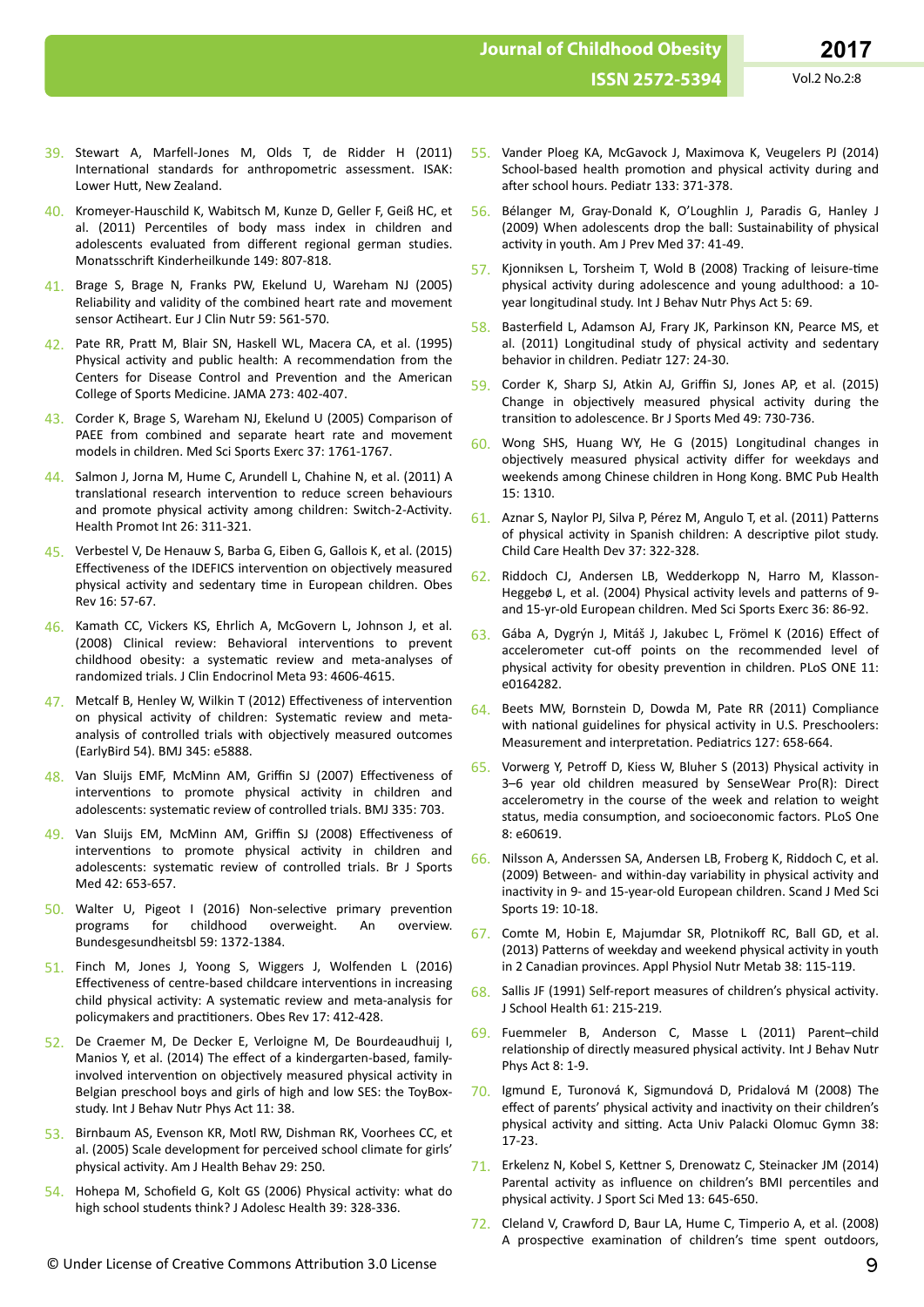39. Stewart A, Marfell-Jones M, Olds T, de Ridder H (2011) International standards for anthropometric assessment. ISAK: Lower Hutt, New Zealand.

40. Kromeyer-Hauschild K, Wabitsch M, Kunze D, Geller F, Geiß HC, et al. (2011) Percentiles of body mass index in children and adolescents evaluated from different regional german studies. Monatsschrift Kinderheilkunde 149: 807-818.

41. Brage S, Brage N, Franks PW, Ekelund U, Wareham NJ (2005) Reliability and validity of the combined heart rate and movement sensor Actiheart. Eur J Clin Nutr 59: 561-570.

42. Pate RR, Pratt M, Blair SN, Haskell WL, Macera CA, et al. (1995) Physical activity and public health: A recommendation from the Centers for Disease Control and Prevention and the American College of Sports Medicine. JAMA 273: 402-407.

43. Corder K, Brage S, Wareham NJ, Ekelund U (2005) Comparison of PAEE from combined and separate heart rate and movement models in children. Med Sci Sports Exerc 37: 1761-1767.

44. Salmon J, Jorna M, Hume C, Arundell L, Chahine N, et al. (2011) A translational research intervention to reduce screen behaviours and promote physical activity among children: Switch-2-Activity. Health Promot Int 26: 311-321.

45. Verbestel V, De Henauw S, Barba G, Eiben G, Gallois K, et al. (2015) Effectiveness of the IDEFICS intervention on objectively measured physical activity and sedentary time in European children. Obes Rev 16: 57-67.

46. Kamath CC, Vickers KS, Ehrlich A, McGovern L, Johnson J, et al. (2008) Clinical review: Behavioral interventions to prevent childhood obesity: a systematic review and meta-analyses of randomized trials. J Clin Endocrinol Meta 93: 4606-4615.

47. Metcalf B, Henley W, Wilkin T (2012) Effectiveness of intervention on physical activity of children: Systematic review and meta-analysis of controlled trials with objectively measured outcomes (EarlyBird 54). BMJ 345: e5888.

48. Van Sluijs EMF, McMinn AM, Griffin SJ (2007) Effectiveness of interventions to promote physical activity in children and adolescents: systematic review of controlled trials. BMJ 335: 703.

49. Van Sluijs EM, McMinn AM, Griffin SJ (2008) Effectiveness of interventions to promote physical activity in children and adolescents: systematic review of controlled trials. Br J Sports Med 42: 653-657.

50. Walter U, Pigeot I (2016) Non-selective primary prevention programs for childhood overweight. An overview. Bundesgesundheitsbl 59: 1372-1384.

51. Finch M, Jones J, Yoong S, Wiggers J, Wolfenden L (2016) Effectiveness of centre-based childcare interventions in increasing child physical activity: A systematic review and meta-analysis for policymakers and practitioners. Obes Rev 17: 412-428.

52. De Craemer M, De Decker E, Verloigne M, De Bourdeaudhuij I, Manios Y, et al. (2014) The effect of a kindergarten-based, family-involved intervention on objectively measured physical activity in Belgian preschool boys and girls of high and low SES: the ToyBox-study. Int J Behav Nutr Phys Act 11: 38.

53. Birnbaum AS, Evenson KR, Motl RW, Dishman RK, Voorhees CC, et al. (2005) Scale development for perceived school climate for girls' physical activity. Am J Health Behav 29: 250.

54. Hohepa M, Schofield G, Kolt GS (2006) Physical activity: what do high school students think? J Adolesc Health 39: 328-336.

55. Vander Ploeg KA, McGavock J, Maximova K, Veugelers PJ (2014) School-based health promotion and physical activity during and after school hours. Pediatr 133: 371-378.

56. Bélanger M, Gray-Donald K, O'Loughlin J, Paradis G, Hanley J (2009) When adolescents drop the ball: Sustainability of physical activity in youth. Am J Prev Med 37: 41-49.

57. Kjonniksen L, Torsheim T, Wold B (2008) Tracking of leisure-time physical activity during adolescence and young adulthood: a 10-year longitudinal study. Int J Behav Nutr Phys Act 5: 69.

58. Basterfield L, Adamson AJ, Frary JK, Parkinson KN, Pearce MS, et al. (2011) Longitudinal study of physical activity and sedentary behavior in children. Pediatr 127: 24-30.

59. Corder K, Sharp SJ, Atkin AJ, Griffin SJ, Jones AP, et al. (2015) Change in objectively measured physical activity during the transition to adolescence. Br J Sports Med 49: 730-736.

60. Wong SHS, Huang WY, He G (2015) Longitudinal changes in objectively measured physical activity differ for weekdays and weekends among Chinese children in Hong Kong. BMC Pub Health 15: 1310.

61. Aznar S, Naylor PJ, Silva P, Pérez M, Angulo T, et al. (2011) Patterns of physical activity in Spanish children: A descriptive pilot study. Child Care Health Dev 37: 322-328.

62. Riddoch CJ, Andersen LB, Wedderkopp N, Harro M, Klasson-Heggebø L, et al. (2004) Physical activity levels and patterns of 9- and 15-yr-old European children. Med Sci Sports Exerc 36: 86-92.

63. Gába A, Dygrýn J, Mitáš J, Jakubec L, Frömel K (2016) Effect of accelerometer cut-off points on the recommended level of physical activity for obesity prevention in children. PLoS ONE 11: e0164282.

64. Beets MW, Bornstein D, Dowda M, Pate RR (2011) Compliance with national guidelines for physical activity in U.S. Preschoolers: Measurement and interpretation. Pediatrics 127: 658-664.

65. Vorwerg Y, Petroff D, Kiess W, Bluher S (2013) Physical activity in 3–6 year old children measured by SenseWear Pro(R): Direct accelerometry in the course of the week and relation to weight status, media consumption, and socioeconomic factors. PLoS One 8: e60619.

66. Nilsson A, Anderssen SA, Andersen LB, Froberg K, Riddoch C, et al. (2009) Between- and within-day variability in physical activity and inactivity in 9- and 15-year-old European children. Scand J Med Sci Sports 19: 10-18.

67. Comte M, Hobin E, Majumdar SR, Plotnikoff RC, Ball GD, et al. (2013) Patterns of weekday and weekend physical activity in youth in 2 Canadian provinces. Appl Physiol Nutr Metab 38: 115-119.

68. Sallis JF (1991) Self-report measures of children's physical activity. J School Health 61: 215-219.

69. Fuemmeler B, Anderson C, Masse L (2011) Parent–child relationship of directly measured physical activity. Int J Behav Nutr Phys Act 8: 1-9.

70. Igmund E, Turonová K, Sigmundová D, Pridalová M (2008) The effect of parents' physical activity and inactivity on their children's physical activity and sitting. Acta Univ Palacki Olomuc Gymn 38: 17-23.

71. Erkelenz N, Kobel S, Kettner S, Drenowatz C, Steinacker JM (2014) Parental activity as influence on children's BMI percentiles and physical activity. J Sport Sci Med 13: 645-650.

72. Cleland V, Crawford D, Baur LA, Hume C, Timperio A, et al. (2008) A prospective examination of children's time spent outdoors,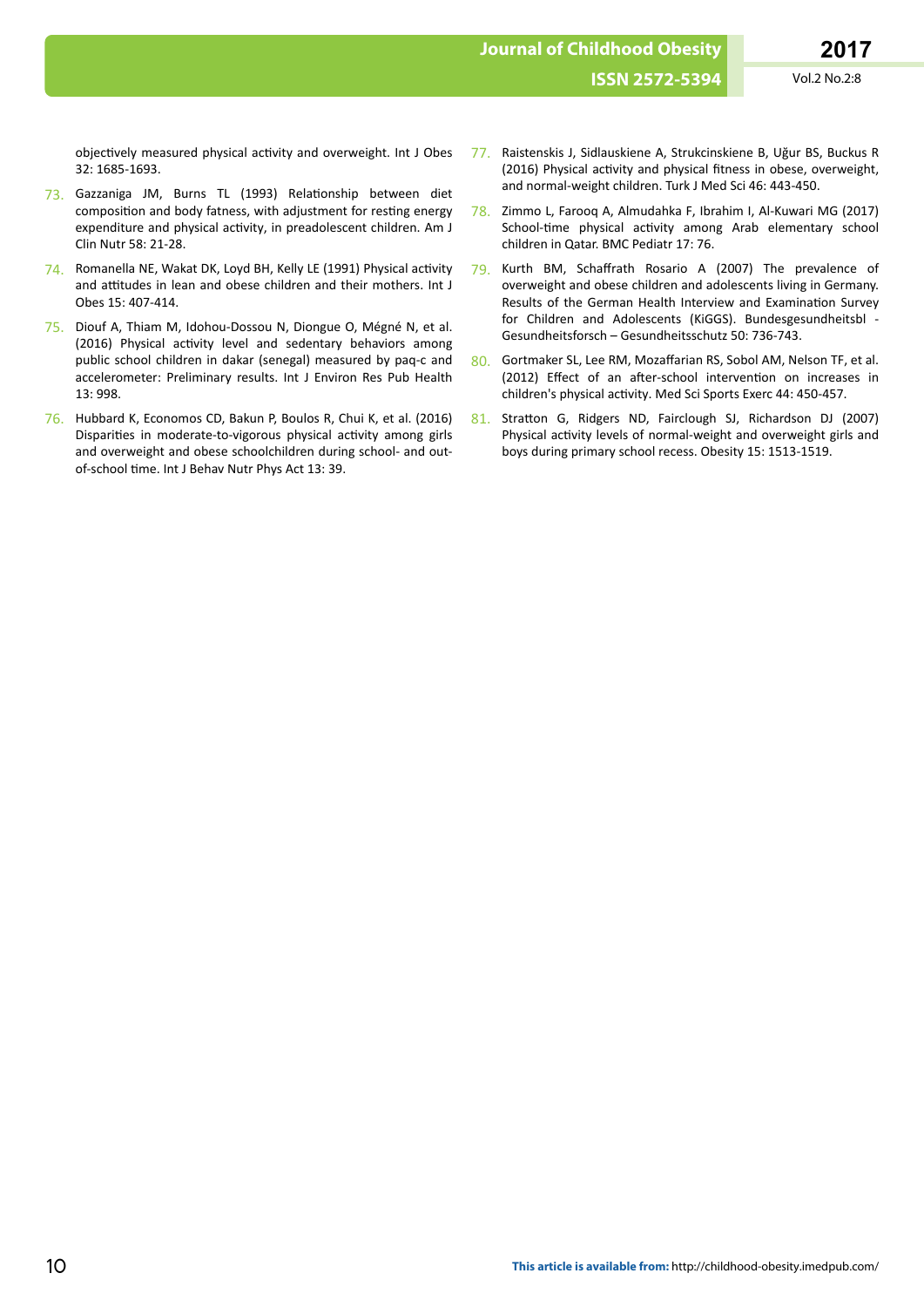objectively measured physical activity and overweight. Int J Obes 32: 1685-1693.

73. Gazzaniga JM, Burns TL (1993) Relationship between diet composition and body fatness, with adjustment for resting energy expenditure and physical activity, in preadolescent children. Am J Clin Nutr 58: 21-28.
74. Romanella NE, Wakat DK, Loyd BH, Kelly LE (1991) Physical activity and attitudes in lean and obese children and their mothers. Int J Obes 15: 407-414.
75. Diouf A, Thiam M, Idohou-Dossou N, Diongue O, Mégné N, et al. (2016) Physical activity level and sedentary behaviors among public school children in dakar (senegal) measured by paq-c and accelerometer: Preliminary results. Int J Environ Res Pub Health 13: 998.
76. Hubbard K, Economos CD, Bakun P, Boulos R, Chui K, et al. (2016) Disparities in moderate-to-vigorous physical activity among girls and overweight and obese schoolchildren during school- and out-of-school time. Int J Behav Nutr Phys Act 13: 39.
77. Raistenskis J, Sidlauskiene A, Strukcinskiene B, Uğur BS, Buckus R (2016) Physical activity and physical fitness in obese, overweight, and normal-weight children. Turk J Med Sci 46: 443-450.
78. Zimmo L, Farooq A, Almudahka F, Ibrahim I, Al-Kuwari MG (2017) School-time physical activity among Arab elementary school children in Qatar. BMC Pediatr 17: 76.
79. Kurth BM, Schaffrath Rosario A (2007) The prevalence of overweight and obese children and adolescents living in Germany. Results of the German Health Interview and Examination Survey for Children and Adolescents (KiGGS). Bundesgesundheitsbl - Gesundheitsforsch – Gesundheitsschutz 50: 736-743.
80. Gortmaker SL, Lee RM, Mozaffarian RS, Sobol AM, Nelson TF, et al. (2012) Effect of an after-school intervention on increases in children's physical activity. Med Sci Sports Exerc 44: 450-457.
81. Stratton G, Ridgers ND, Fairclough SJ, Richardson DJ (2007) Physical activity levels of normal-weight and overweight girls and boys during primary school recess. Obesity 15: 1513-1519.